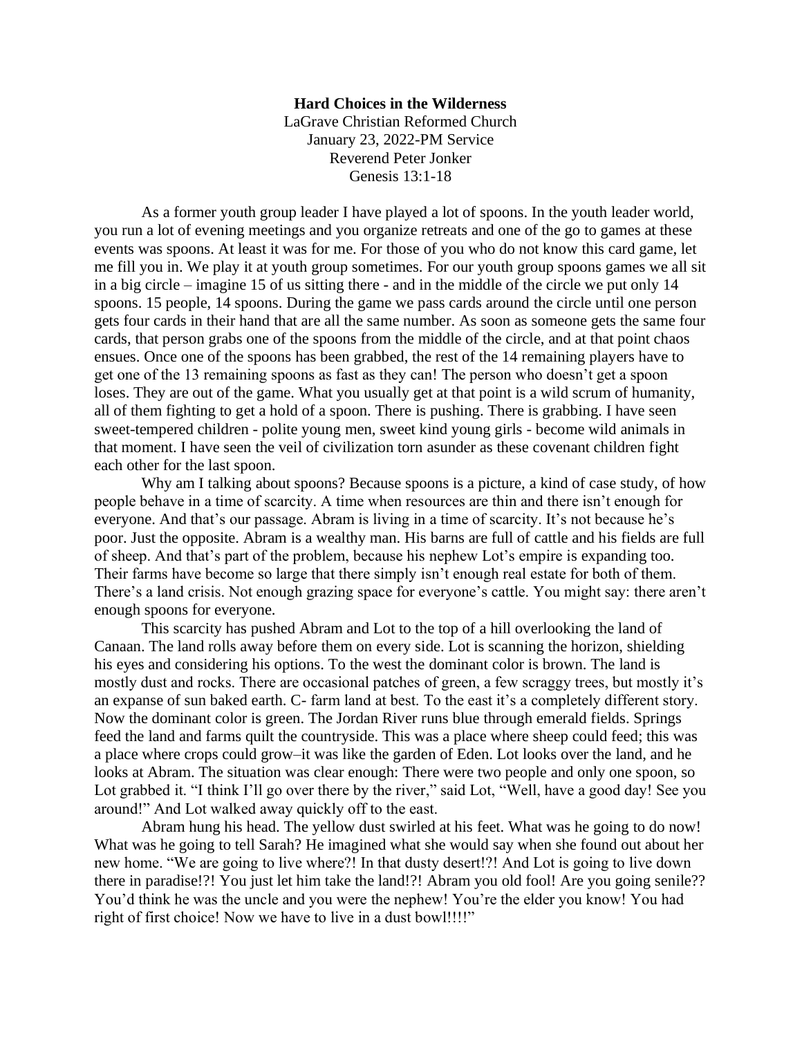**Hard Choices in the Wilderness**
LaGrave Christian Reformed Church
January 23, 2022-PM Service
Reverend Peter Jonker
Genesis 13:1-18

As a former youth group leader I have played a lot of spoons. In the youth leader world, you run a lot of evening meetings and you organize retreats and one of the go to games at these events was spoons. At least it was for me. For those of you who do not know this card game, let me fill you in. We play it at youth group sometimes. For our youth group spoons games we all sit in a big circle – imagine 15 of us sitting there - and in the middle of the circle we put only 14 spoons. 15 people, 14 spoons. During the game we pass cards around the circle until one person gets four cards in their hand that are all the same number. As soon as someone gets the same four cards, that person grabs one of the spoons from the middle of the circle, and at that point chaos ensues. Once one of the spoons has been grabbed, the rest of the 14 remaining players have to get one of the 13 remaining spoons as fast as they can! The person who doesn't get a spoon loses. They are out of the game. What you usually get at that point is a wild scrum of humanity, all of them fighting to get a hold of a spoon. There is pushing. There is grabbing. I have seen sweet-tempered children - polite young men, sweet kind young girls - become wild animals in that moment. I have seen the veil of civilization torn asunder as these covenant children fight each other for the last spoon.

Why am I talking about spoons? Because spoons is a picture, a kind of case study, of how people behave in a time of scarcity. A time when resources are thin and there isn't enough for everyone. And that's our passage. Abram is living in a time of scarcity. It's not because he's poor. Just the opposite. Abram is a wealthy man. His barns are full of cattle and his fields are full of sheep. And that's part of the problem, because his nephew Lot's empire is expanding too. Their farms have become so large that there simply isn't enough real estate for both of them. There's a land crisis. Not enough grazing space for everyone's cattle. You might say: there aren't enough spoons for everyone.

This scarcity has pushed Abram and Lot to the top of a hill overlooking the land of Canaan. The land rolls away before them on every side. Lot is scanning the horizon, shielding his eyes and considering his options. To the west the dominant color is brown. The land is mostly dust and rocks. There are occasional patches of green, a few scraggy trees, but mostly it's an expanse of sun baked earth. C- farm land at best. To the east it's a completely different story. Now the dominant color is green. The Jordan River runs blue through emerald fields. Springs feed the land and farms quilt the countryside. This was a place where sheep could feed; this was a place where crops could grow–it was like the garden of Eden. Lot looks over the land, and he looks at Abram. The situation was clear enough: There were two people and only one spoon, so Lot grabbed it. "I think I'll go over there by the river," said Lot, "Well, have a good day! See you around!" And Lot walked away quickly off to the east.

Abram hung his head. The yellow dust swirled at his feet. What was he going to do now! What was he going to tell Sarah? He imagined what she would say when she found out about her new home. "We are going to live where?! In that dusty desert!?! And Lot is going to live down there in paradise!?! You just let him take the land!?! Abram you old fool! Are you going senile?? You'd think he was the uncle and you were the nephew! You're the elder you know! You had right of first choice! Now we have to live in a dust bowl!!!!"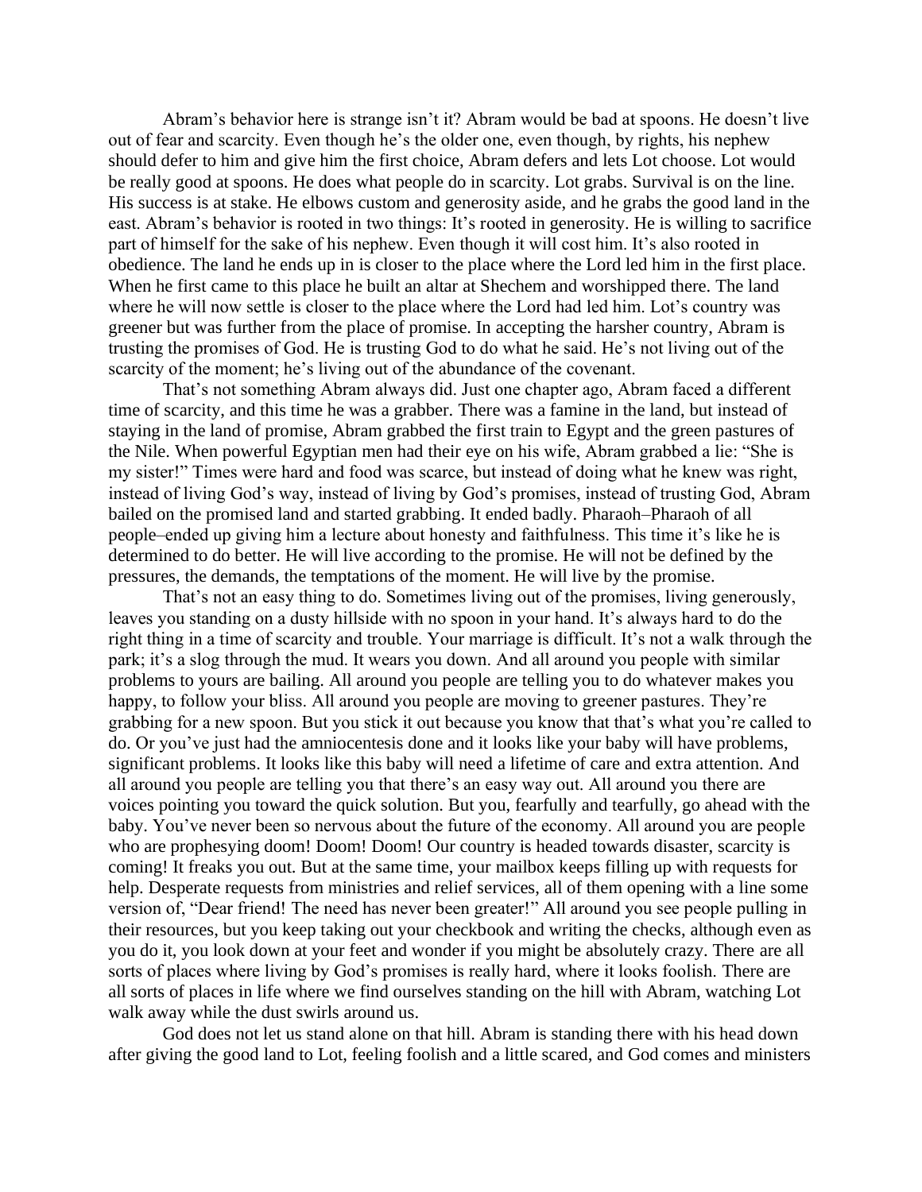Abram's behavior here is strange isn't it? Abram would be bad at spoons. He doesn't live out of fear and scarcity. Even though he's the older one, even though, by rights, his nephew should defer to him and give him the first choice, Abram defers and lets Lot choose. Lot would be really good at spoons. He does what people do in scarcity. Lot grabs. Survival is on the line. His success is at stake. He elbows custom and generosity aside, and he grabs the good land in the east. Abram's behavior is rooted in two things: It's rooted in generosity. He is willing to sacrifice part of himself for the sake of his nephew. Even though it will cost him. It's also rooted in obedience. The land he ends up in is closer to the place where the Lord led him in the first place. When he first came to this place he built an altar at Shechem and worshipped there. The land where he will now settle is closer to the place where the Lord had led him. Lot's country was greener but was further from the place of promise. In accepting the harsher country, Abram is trusting the promises of God. He is trusting God to do what he said. He's not living out of the scarcity of the moment; he's living out of the abundance of the covenant.

That's not something Abram always did. Just one chapter ago, Abram faced a different time of scarcity, and this time he was a grabber. There was a famine in the land, but instead of staying in the land of promise, Abram grabbed the first train to Egypt and the green pastures of the Nile. When powerful Egyptian men had their eye on his wife, Abram grabbed a lie: "She is my sister!" Times were hard and food was scarce, but instead of doing what he knew was right, instead of living God's way, instead of living by God's promises, instead of trusting God, Abram bailed on the promised land and started grabbing. It ended badly. Pharaoh–Pharaoh of all people–ended up giving him a lecture about honesty and faithfulness. This time it's like he is determined to do better. He will live according to the promise. He will not be defined by the pressures, the demands, the temptations of the moment. He will live by the promise.

That's not an easy thing to do. Sometimes living out of the promises, living generously, leaves you standing on a dusty hillside with no spoon in your hand. It's always hard to do the right thing in a time of scarcity and trouble. Your marriage is difficult. It's not a walk through the park; it's a slog through the mud. It wears you down. And all around you people with similar problems to yours are bailing. All around you people are telling you to do whatever makes you happy, to follow your bliss. All around you people are moving to greener pastures. They're grabbing for a new spoon. But you stick it out because you know that that's what you're called to do. Or you've just had the amniocentesis done and it looks like your baby will have problems, significant problems. It looks like this baby will need a lifetime of care and extra attention. And all around you people are telling you that there's an easy way out. All around you there are voices pointing you toward the quick solution. But you, fearfully and tearfully, go ahead with the baby. You've never been so nervous about the future of the economy. All around you are people who are prophesying doom! Doom! Doom! Our country is headed towards disaster, scarcity is coming! It freaks you out. But at the same time, your mailbox keeps filling up with requests for help. Desperate requests from ministries and relief services, all of them opening with a line some version of, "Dear friend! The need has never been greater!" All around you see people pulling in their resources, but you keep taking out your checkbook and writing the checks, although even as you do it, you look down at your feet and wonder if you might be absolutely crazy. There are all sorts of places where living by God's promises is really hard, where it looks foolish. There are all sorts of places in life where we find ourselves standing on the hill with Abram, watching Lot walk away while the dust swirls around us.

God does not let us stand alone on that hill. Abram is standing there with his head down after giving the good land to Lot, feeling foolish and a little scared, and God comes and ministers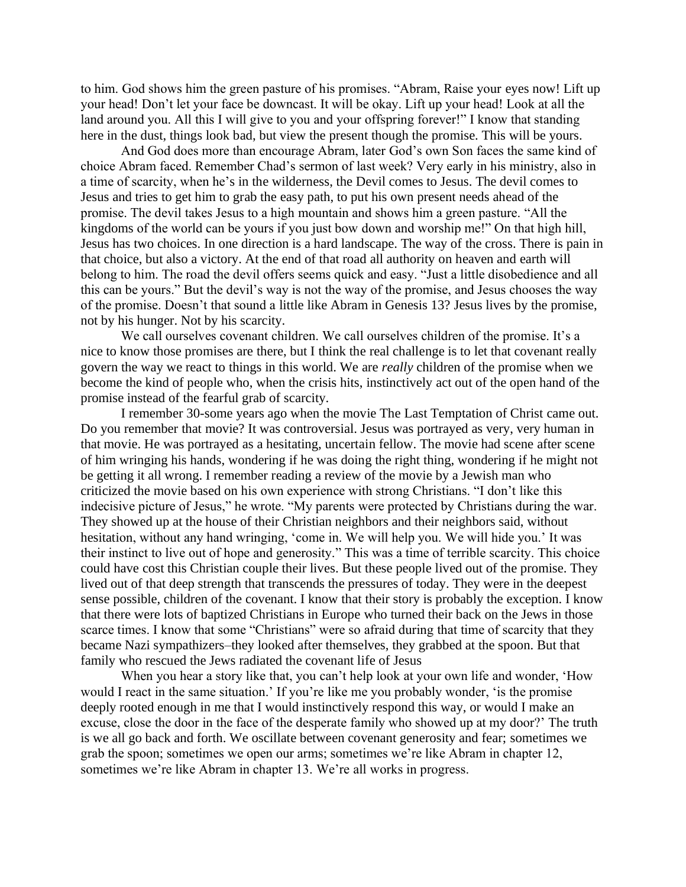to him. God shows him the green pasture of his promises. "Abram, Raise your eyes now! Lift up your head! Don't let your face be downcast. It will be okay. Lift up your head! Look at all the land around you. All this I will give to you and your offspring forever!" I know that standing here in the dust, things look bad, but view the present though the promise. This will be yours.

And God does more than encourage Abram, later God's own Son faces the same kind of choice Abram faced. Remember Chad's sermon of last week? Very early in his ministry, also in a time of scarcity, when he's in the wilderness, the Devil comes to Jesus. The devil comes to Jesus and tries to get him to grab the easy path, to put his own present needs ahead of the promise. The devil takes Jesus to a high mountain and shows him a green pasture. "All the kingdoms of the world can be yours if you just bow down and worship me!" On that high hill, Jesus has two choices. In one direction is a hard landscape. The way of the cross. There is pain in that choice, but also a victory. At the end of that road all authority on heaven and earth will belong to him. The road the devil offers seems quick and easy. "Just a little disobedience and all this can be yours." But the devil's way is not the way of the promise, and Jesus chooses the way of the promise. Doesn't that sound a little like Abram in Genesis 13? Jesus lives by the promise, not by his hunger. Not by his scarcity.

We call ourselves covenant children. We call ourselves children of the promise. It's a nice to know those promises are there, but I think the real challenge is to let that covenant really govern the way we react to things in this world. We are *really* children of the promise when we become the kind of people who, when the crisis hits, instinctively act out of the open hand of the promise instead of the fearful grab of scarcity.

I remember 30-some years ago when the movie The Last Temptation of Christ came out. Do you remember that movie? It was controversial. Jesus was portrayed as very, very human in that movie. He was portrayed as a hesitating, uncertain fellow. The movie had scene after scene of him wringing his hands, wondering if he was doing the right thing, wondering if he might not be getting it all wrong. I remember reading a review of the movie by a Jewish man who criticized the movie based on his own experience with strong Christians. "I don't like this indecisive picture of Jesus," he wrote. "My parents were protected by Christians during the war. They showed up at the house of their Christian neighbors and their neighbors said, without hesitation, without any hand wringing, 'come in. We will help you. We will hide you.' It was their instinct to live out of hope and generosity." This was a time of terrible scarcity. This choice could have cost this Christian couple their lives. But these people lived out of the promise. They lived out of that deep strength that transcends the pressures of today. They were in the deepest sense possible, children of the covenant. I know that their story is probably the exception. I know that there were lots of baptized Christians in Europe who turned their back on the Jews in those scarce times. I know that some "Christians" were so afraid during that time of scarcity that they became Nazi sympathizers–they looked after themselves, they grabbed at the spoon. But that family who rescued the Jews radiated the covenant life of Jesus

When you hear a story like that, you can't help look at your own life and wonder, 'How would I react in the same situation.' If you're like me you probably wonder, 'is the promise deeply rooted enough in me that I would instinctively respond this way, or would I make an excuse, close the door in the face of the desperate family who showed up at my door?' The truth is we all go back and forth. We oscillate between covenant generosity and fear; sometimes we grab the spoon; sometimes we open our arms; sometimes we're like Abram in chapter 12, sometimes we're like Abram in chapter 13. We're all works in progress.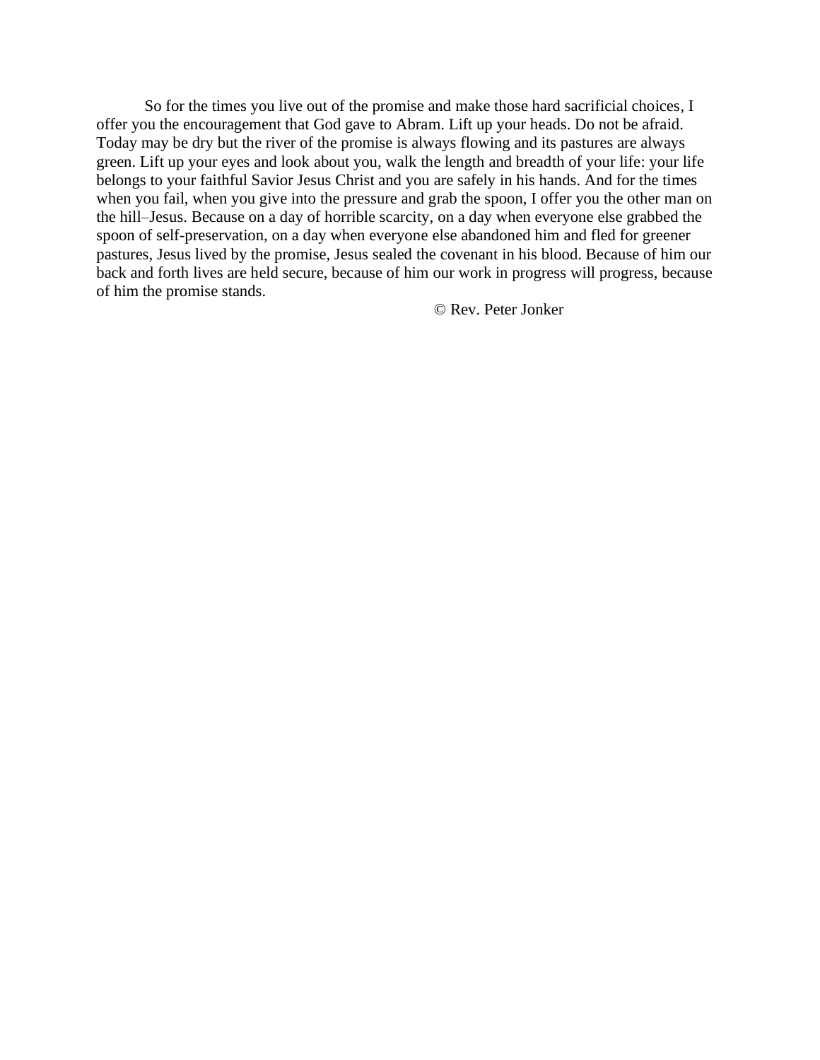So for the times you live out of the promise and make those hard sacrificial choices, I offer you the encouragement that God gave to Abram. Lift up your heads. Do not be afraid. Today may be dry but the river of the promise is always flowing and its pastures are always green. Lift up your eyes and look about you, walk the length and breadth of your life: your life belongs to your faithful Savior Jesus Christ and you are safely in his hands. And for the times when you fail, when you give into the pressure and grab the spoon, I offer you the other man on the hill–Jesus. Because on a day of horrible scarcity, on a day when everyone else grabbed the spoon of self-preservation, on a day when everyone else abandoned him and fled for greener pastures, Jesus lived by the promise, Jesus sealed the covenant in his blood. Because of him our back and forth lives are held secure, because of him our work in progress will progress, because of him the promise stands.

© Rev. Peter Jonker